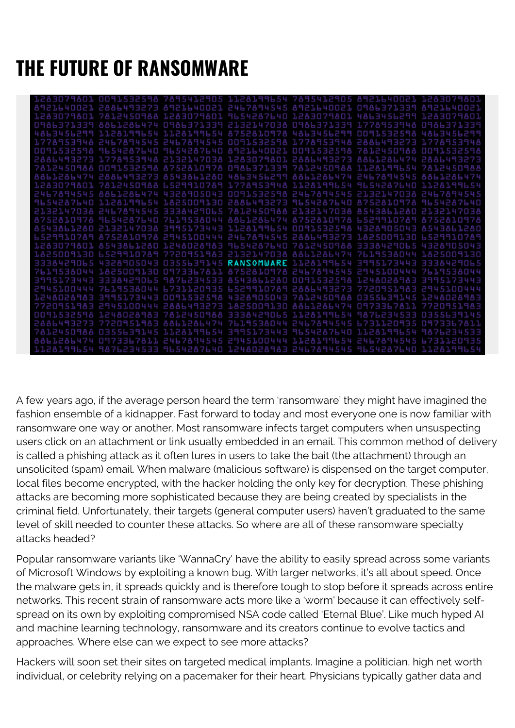# THE FUTURE OF RANSOMWARE

A few years ago, if the average person heard the term 'ransomware' they might have imagined the fashion ensemble of a kidnapper. Fast forward to today and most everyone one is now familiar with ransomware one way or another. Most ransomware infects target computers when unsuspecting users click on an attachment or link usually embedded in an email. This common method of delivery is called a phishing attack as it often lures in users to take the bait (the attachment) through an unsolicited (spam) email. When malware (malicious software) is dispensed on the target computer, local files become encrypted, with the hacker holding the only key for decryption. These phishing attacks are becoming more sophisticated because they are being created by specialists in the criminal field. Unfortunately, their targets (general computer users) haven't graduated to the same level of skill needed to counter these attacks. So where are all of these ransomware specialty attacks headed?

Popular ransomware variants like 'WannaCry' have the ability to easily spread across some variants of Microsoft Windows by exploiting a known bug. With larger networks, it's all about speed. Once the malware gets in, it spreads quickly and is therefore tough to stop before it spreads across entire networks. This recent strain of ransomware acts more like a 'worm' because it can effectively self-spread on its own by exploiting compromised NSA code called 'Eternal Blue'. Like much hyped AI and machine learning technology, ransomware and its creators continue to evolve tactics and approaches. Where else can we expect to see more attacks?

Hackers will soon set their sites on targeted medical implants. Imagine a politician, high net worth individual, or celebrity relying on a pacemaker for their heart. Physicians typically gather data and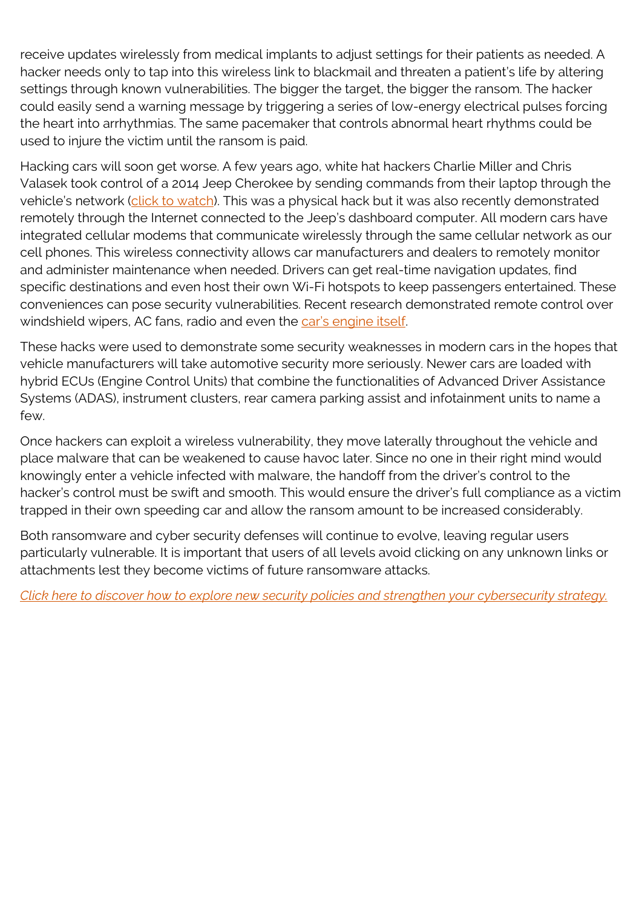receive updates wirelessly from medical implants to adjust settings for their patients as needed. A hacker needs only to tap into this wireless link to blackmail and threaten a patient's life by altering settings through known vulnerabilities. The bigger the target, the bigger the ransom. The hacker could easily send a warning message by triggering a series of low-energy electrical pulses forcing the heart into arrhythmias. The same pacemaker that controls abnormal heart rhythms could be used to injure the victim until the ransom is paid.

Hacking cars will soon get worse. A few years ago, white hat hackers Charlie Miller and Chris Valasek took control of a 2014 Jeep Cherokee by sending commands from their laptop through the vehicle's network (click to watch). This was a physical hack but it was also recently demonstrated remotely through the Internet connected to the Jeep's dashboard computer. All modern cars have integrated cellular modems that communicate wirelessly through the same cellular network as our cell phones. This wireless connectivity allows car manufacturers and dealers to remotely monitor and administer maintenance when needed. Drivers can get real-time navigation updates, find specific destinations and even host their own Wi-Fi hotspots to keep passengers entertained. These conveniences can pose security vulnerabilities. Recent research demonstrated remote control over windshield wipers, AC fans, radio and even the car's engine itself.

These hacks were used to demonstrate some security weaknesses in modern cars in the hopes that vehicle manufacturers will take automotive security more seriously. Newer cars are loaded with hybrid ECUs (Engine Control Units) that combine the functionalities of Advanced Driver Assistance Systems (ADAS), instrument clusters, rear camera parking assist and infotainment units to name a few.

Once hackers can exploit a wireless vulnerability, they move laterally throughout the vehicle and place malware that can be weakened to cause havoc later. Since no one in their right mind would knowingly enter a vehicle infected with malware, the handoff from the driver's control to the hacker's control must be swift and smooth. This would ensure the driver's full compliance as a victim trapped in their own speeding car and allow the ransom amount to be increased considerably.

Both ransomware and cyber security defenses will continue to evolve, leaving regular users particularly vulnerable. It is important that users of all levels avoid clicking on any unknown links or attachments lest they become victims of future ransomware attacks.

*Click here to discover how to explore new security policies and strengthen your cybersecurity strategy.*